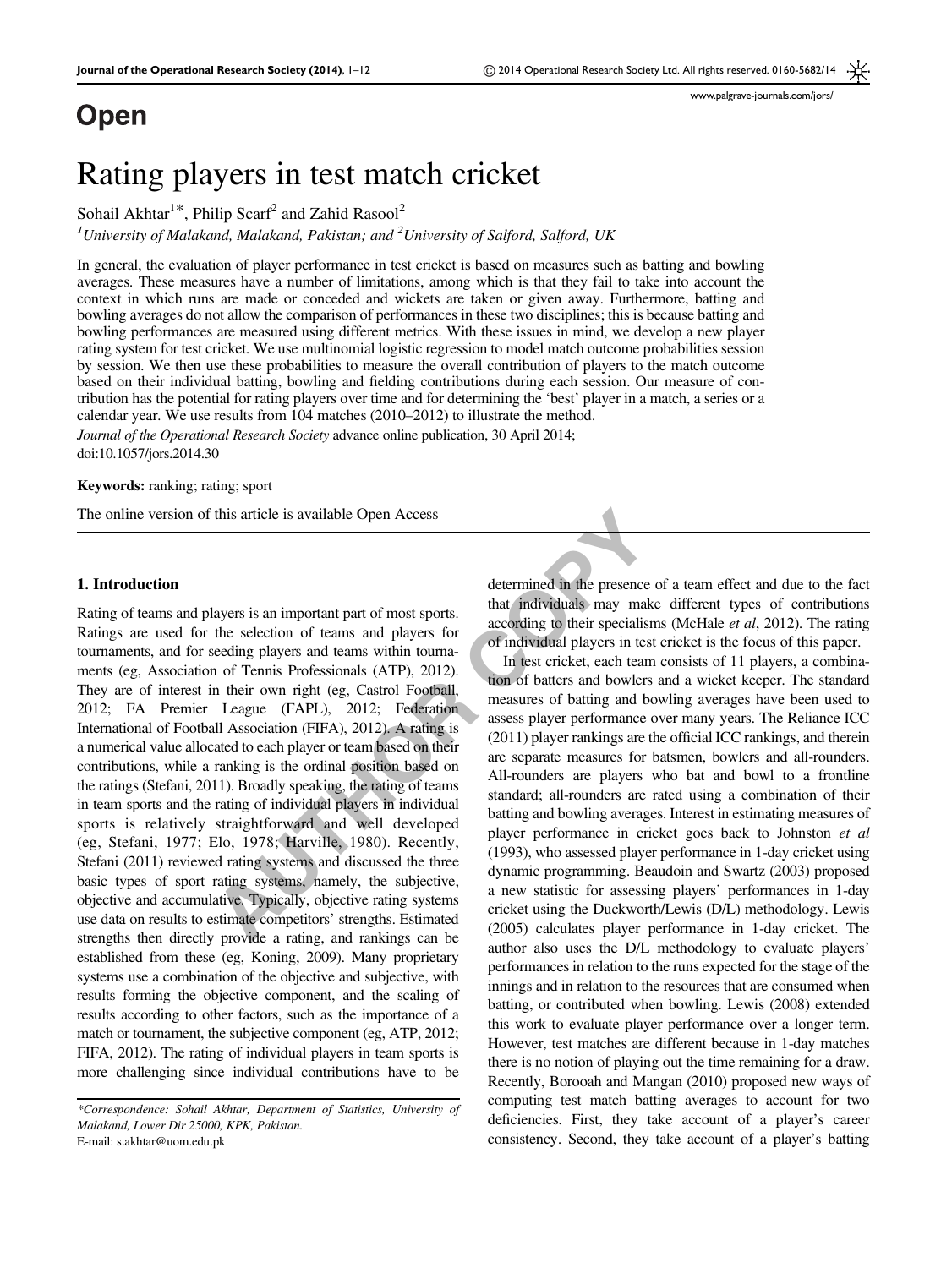**Open**

# Rating players in test match cricket

Sohail Akhtar[1*], Philip Scarf[2] and Zahid Rasool[2]

[1]*University of Malakand, Malakand, Pakistan; and* [2]*University of Salford, Salford, UK*

In general, the evaluation of player performance in test cricket is based on measures such as batting and bowling averages. These measures have a number of limitations, among which is that they fail to take into account the context in which runs are made or conceded and wickets are taken or given away. Furthermore, batting and bowling averages do not allow the comparison of performances in these two disciplines; this is because batting and bowling performances are measured using different metrics. With these issues in mind, we develop a new player rating system for test cricket. We use multinomial logistic regression to model match outcome probabilities session by session. We then use these probabilities to measure the overall contribution of players to the match outcome based on their individual batting, bowling and fielding contributions during each session. Our measure of contribution has the potential for rating players over time and for determining the 'best' player in a match, a series or a calendar year. We use results from 104 matches (2010–2012) to illustrate the method.

*Journal of the Operational Research Society* advance online publication, 30 April 2014; doi:10.1057/jors.2014.30

**Keywords:** ranking; rating; sport

The online version of this article is available Open Access

## 1. Introduction

Rating of teams and players is an important part of most sports. Ratings are used for the selection of teams and players for tournaments, and for seeding players and teams within tournaments (eg, Association of Tennis Professionals (ATP), 2012). They are of interest in their own right (eg, Castrol Football, 2012; FA Premier League (FAPL), 2012; Federation International of Football Association (FIFA), 2012). A rating is a numerical value allocated to each player or team based on their contributions, while a ranking is the ordinal position based on the ratings (Stefani, 2011). Broadly speaking, the rating of teams in team sports and the rating of individual players in individual sports is relatively straightforward and well developed (eg, Stefani, 1977; Elo, 1978; Harville, 1980). Recently, Stefani (2011) reviewed rating systems and discussed the three basic types of sport rating systems, namely, the subjective, objective and accumulative. Typically, objective rating systems use data on results to estimate competitors' strengths. Estimated strengths then directly provide a rating, and rankings can be established from these (eg, Koning, 2009). Many proprietary systems use a combination of the objective and subjective, with results forming the objective component, and the scaling of results according to other factors, such as the importance of a match or tournament, the subjective component (eg, ATP, 2012; FIFA, 2012). The rating of individual players in team sports is more challenging since individual contributions have to be determined in the presence of a team effect and due to the fact that individuals may make different types of contributions according to their specialisms (McHale *et al*, 2012). The rating of individual players in test cricket is the focus of this paper.

In test cricket, each team consists of 11 players, a combination of batters and bowlers and a wicket keeper. The standard measures of batting and bowling averages have been used to assess player performance over many years. The Reliance ICC (2011) player rankings are the official ICC rankings, and therein are separate measures for batsmen, bowlers and all-rounders. All-rounders are players who bat and bowl to a frontline standard; all-rounders are rated using a combination of their batting and bowling averages. Interest in estimating measures of player performance in cricket goes back to Johnston *et al* (1993), who assessed player performance in 1-day cricket using dynamic programming. Beaudoin and Swartz (2003) proposed a new statistic for assessing players' performances in 1-day cricket using the Duckworth/Lewis (D/L) methodology. Lewis (2005) calculates player performance in 1-day cricket. The author also uses the D/L methodology to evaluate players' performances in relation to the runs expected for the stage of the innings and in relation to the resources that are consumed when batting, or contributed when bowling. Lewis (2008) extended this work to evaluate player performance over a longer term. However, test matches are different because in 1-day matches there is no notion of playing out the time remaining for a draw. Recently, Borooah and Mangan (2010) proposed new ways of computing test match batting averages to account for two deficiencies. First, they take account of a player's career consistency. Second, they take account of a player's batting

---

*\*Correspondence: Sohail Akhtar, Department of Statistics, University of Malakand, Lower Dir 25000, KPK, Pakistan.*
E-mail: s.akhtar@uom.edu.pk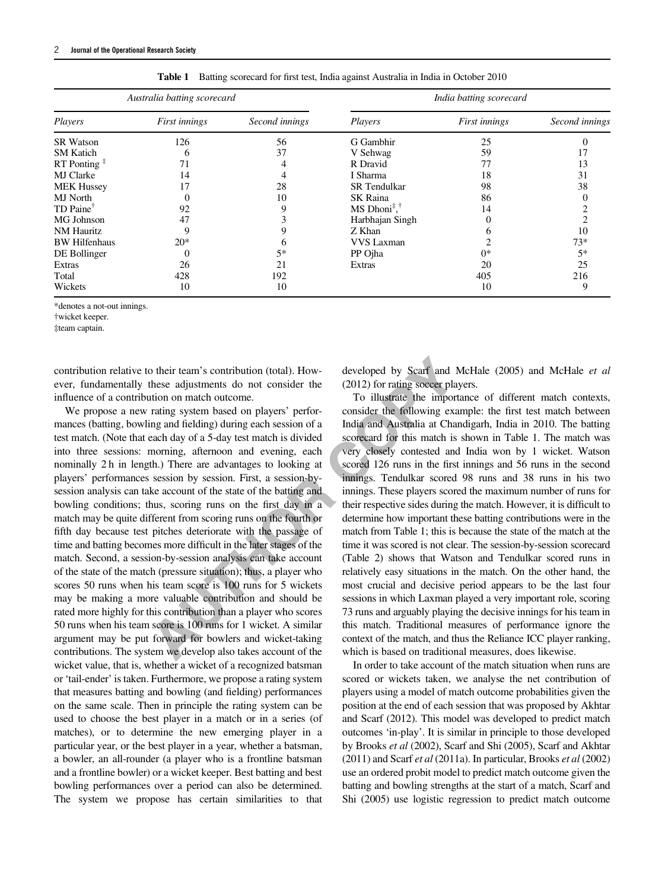**Table 1** Batting scorecard for first test, India against Australia in India in October 2010

| *Australia batting scorecard* | | | *India batting scorecard* | | |
|---|---|---|---|---|---|
| *Players* | *First innings* | *Second innings* | *Players* | *First innings* | *Second innings* |
| SR Watson | 126 | 56 | G Gambhir | 25 | 0 |
| SM Katich | 6 | 37 | V Sehwag | 59 | 17 |
| RT Ponting ‡ | 71 | 4 | R Dravid | 77 | 13 |
| MJ Clarke | 14 | 4 | I Sharma | 18 | 31 |
| MEK Hussey | 17 | 28 | SR Tendulkar | 98 | 38 |
| MJ North | 0 | 10 | SK Raina | 86 | 0 |
| TD Paine† | 92 | 9 | MS Dhoni‡,† | 14 | 2 |
| MG Johnson | 47 | 3 | Harbhajan Singh | 0 | 2 |
| NM Hauritz | 9 | 9 | Z Khan | 6 | 10 |
| BW Hilfenhaus | 20* | 6 | VVS Laxman | 2 | 73* |
| DE Bollinger | 0 | 5* | PP Ojha | 0* | 5* |
| Extras | 26 | 21 | Extras | 20 | 25 |
| Total | 428 | 192 | | 405 | 216 |
| Wickets | 10 | 10 | | 10 | 9 |

*denotes a not-out innings.
†wicket keeper.
‡team captain.

contribution relative to their team's contribution (total). However, fundamentally these adjustments do not consider the influence of a contribution on match outcome.

We propose a new rating system based on players' performances (batting, bowling and fielding) during each session of a test match. (Note that each day of a 5-day test match is divided into three sessions: morning, afternoon and evening, each nominally 2 h in length.) There are advantages to looking at players' performances session by session. First, a session-by-session analysis can take account of the state of the batting and bowling conditions; thus, scoring runs on the first day in a match may be quite different from scoring runs on the fourth or fifth day because test pitches deteriorate with the passage of time and batting becomes more difficult in the later stages of the match. Second, a session-by-session analysis can take account of the state of the match (pressure situation); thus, a player who scores 50 runs when his team score is 100 runs for 5 wickets may be making a more valuable contribution and should be rated more highly for this contribution than a player who scores 50 runs when his team score is 100 runs for 1 wicket. A similar argument may be put forward for bowlers and wicket-taking contributions. The system we develop also takes account of the wicket value, that is, whether a wicket of a recognized batsman or 'tail-ender' is taken. Furthermore, we propose a rating system that measures batting and bowling (and fielding) performances on the same scale. Then in principle the rating system can be used to choose the best player in a match or in a series (of matches), or to determine the new emerging player in a particular year, or the best player in a year, whether a batsman, a bowler, an all-rounder (a player who is a frontline batsman and a frontline bowler) or a wicket keeper. Best batting and best bowling performances over a period can also be determined. The system we propose has certain similarities to that developed by Scarf and McHale (2005) and McHale *et al* (2012) for rating soccer players.

To illustrate the importance of different match contexts, consider the following example: the first test match between India and Australia at Chandigarh, India in 2010. The batting scorecard for this match is shown in Table 1. The match was very closely contested and India won by 1 wicket. Watson scored 126 runs in the first innings and 56 runs in the second innings. Tendulkar scored 98 runs and 38 runs in his two innings. These players scored the maximum number of runs for their respective sides during the match. However, it is difficult to determine how important these batting contributions were in the match from Table 1; this is because the state of the match at the time it was scored is not clear. The session-by-session scorecard (Table 2) shows that Watson and Tendulkar scored runs in relatively easy situations in the match. On the other hand, the most crucial and decisive period appears to be the last four sessions in which Laxman played a very important role, scoring 73 runs and arguably playing the decisive innings for his team in this match. Traditional measures of performance ignore the context of the match, and thus the Reliance ICC player ranking, which is based on traditional measures, does likewise.

In order to take account of the match situation when runs are scored or wickets taken, we analyse the net contribution of players using a model of match outcome probabilities given the position at the end of each session that was proposed by Akhtar and Scarf (2012). This model was developed to predict match outcomes 'in-play'. It is similar in principle to those developed by Brooks *et al* (2002), Scarf and Shi (2005), Scarf and Akhtar (2011) and Scarf *et al* (2011a). In particular, Brooks *et al* (2002) use an ordered probit model to predict match outcome given the batting and bowling strengths at the start of a match, Scarf and Shi (2005) use logistic regression to predict match outcome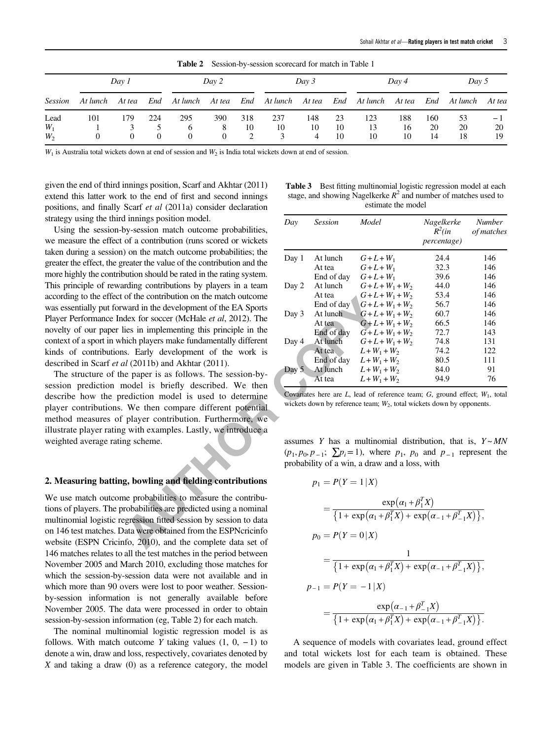**Table 2** Session-by-session scorecard for match in Table 1

| | *Day 1* | | | *Day 2* | | | *Day 3* | | | *Day 4* | | | *Day 5* | |
|---|---|---|---|---|---|---|---|---|---|---|---|---|---|---|
| *Session* | *At lunch* | *At tea* | *End* | *At lunch* | *At tea* | *End* | *At lunch* | *At tea* | *End* | *At lunch* | *At tea* | *End* | *At lunch* | *At tea* |
| Lead | 101 | 179 | 224 | 295 | 390 | 318 | 237 | 148 | 23 | 123 | 188 | 160 | 53 | −1 |
| $W_1$ | 1 | 3 | 5 | 6 | 8 | 10 | 10 | 10 | 10 | 13 | 16 | 20 | 20 | 20 |
| $W_2$ | 0 | 0 | 0 | 0 | 0 | 2 | 3 | 4 | 10 | 10 | 10 | 14 | 18 | 19 |

$W_1$ is Australia total wickets down at end of session and $W_2$ is India total wickets down at end of session.

given the end of third innings position, Scarf and Akhtar (2011) extend this latter work to the end of first and second innings positions, and finally Scarf *et al* (2011a) consider declaration strategy using the third innings position model.

Using the session-by-session match outcome probabilities, we measure the effect of a contribution (runs scored or wickets taken during a session) on the match outcome probabilities; the greater the effect, the greater the value of the contribution and the more highly the contribution should be rated in the rating system. This principle of rewarding contributions by players in a team according to the effect of the contribution on the match outcome was essentially put forward in the development of the EA Sports Player Performance Index for soccer (McHale *et al*, 2012). The novelty of our paper lies in implementing this principle in the context of a sport in which players make fundamentally different kinds of contributions. Early development of the work is described in Scarf *et al* (2011b) and Akhtar (2011).

The structure of the paper is as follows. The session-by-session prediction model is briefly described. We then describe how the prediction model is used to determine player contributions. We then compare different potential method measures of player contribution. Furthermore, we illustrate player rating with examples. Lastly, we introduce a weighted average rating scheme.

## 2. Measuring batting, bowling and fielding contributions

We use match outcome probabilities to measure the contributions of players. The probabilities are predicted using a nominal multinomial logistic regression fitted session by session to data on 146 test matches. Data were obtained from the ESPNcricinfo website (ESPN Cricinfo, 2010), and the complete data set of 146 matches relates to all the test matches in the period between November 2005 and March 2010, excluding those matches for which the session-by-session data were not available and in which more than 90 overs were lost to poor weather. Session-by-session information is not generally available before November 2005. The data were processed in order to obtain session-by-session information (eg, Table 2) for each match.

The nominal multinomial logistic regression model is as follows. With match outcome $Y$ taking values (1, 0, −1) to denote a win, draw and loss, respectively, covariates denoted by $X$ and taking a draw (0) as a reference category, the model assumes $Y$ has a multinomial distribution, that is, $Y \sim MN(p_1, p_0, p_{-1};\ \sum p_i = 1)$, where $p_1$, $p_0$ and $p_{-1}$ represent the probability of a win, a draw and a loss, with

$$p_1 = P(Y = 1 \mid X) = \frac{\exp(\alpha_1 + \beta_1^T X)}{\{1 + \exp(\alpha_1 + \beta_1^T X) + \exp(\alpha_{-1} + \beta_{-1}^T X)\}},$$

$$p_0 = P(Y = 0 \mid X) = \frac{1}{\{1 + \exp(\alpha_1 + \beta_1^T X) + \exp(\alpha_{-1} + \beta_{-1}^T X)\}},$$

$$p_{-1} = P(Y = -1 \mid X) = \frac{\exp(\alpha_{-1} + \beta_{-1}^T X)}{\{1 + \exp(\alpha_1 + \beta_1^T X) + \exp(\alpha_{-1} + \beta_{-1}^T X)\}}.$$

A sequence of models with covariates lead, ground effect and total wickets lost for each team is obtained. These models are given in Table 3. The coefficients are shown in

**Table 3** Best fitting multinomial logistic regression model at each stage, and showing Nagelkerke $R^2$ and number of matches used to estimate the model

| *Day* | *Session* | *Model* | *Nagelkerke $R^2$(in percentage)* | *Number of matches* |
|---|---|---|---|---|
| Day 1 | At lunch | $G+L+W_1$ | 24.4 | 146 |
| | At tea | $G+L+W_1$ | 32.3 | 146 |
| | End of day | $G+L+W_1$ | 39.6 | 146 |
| Day 2 | At lunch | $G+L+W_1+W_2$ | 44.0 | 146 |
| | At tea | $G+L+W_1+W_2$ | 53.4 | 146 |
| | End of day | $G+L+W_1+W_2$ | 56.7 | 146 |
| Day 3 | At lunch | $G+L+W_1+W_2$ | 60.7 | 146 |
| | At tea | $G+L+W_1+W_2$ | 66.5 | 146 |
| | End of day | $G+L+W_1+W_2$ | 72.7 | 143 |
| Day 4 | At lunch | $G+L+W_1+W_2$ | 74.8 | 131 |
| | At tea | $L+W_1+W_2$ | 74.2 | 122 |
| | End of day | $L+W_1+W_2$ | 80.5 | 111 |
| Day 5 | At lunch | $L+W_1+W_2$ | 84.0 | 91 |
| | At tea | $L+W_1+W_2$ | 94.9 | 76 |

Covariates here are $L$, lead of reference team; $G$, ground effect; $W_1$, total wickets down by reference team; $W_2$, total wickets down by opponents.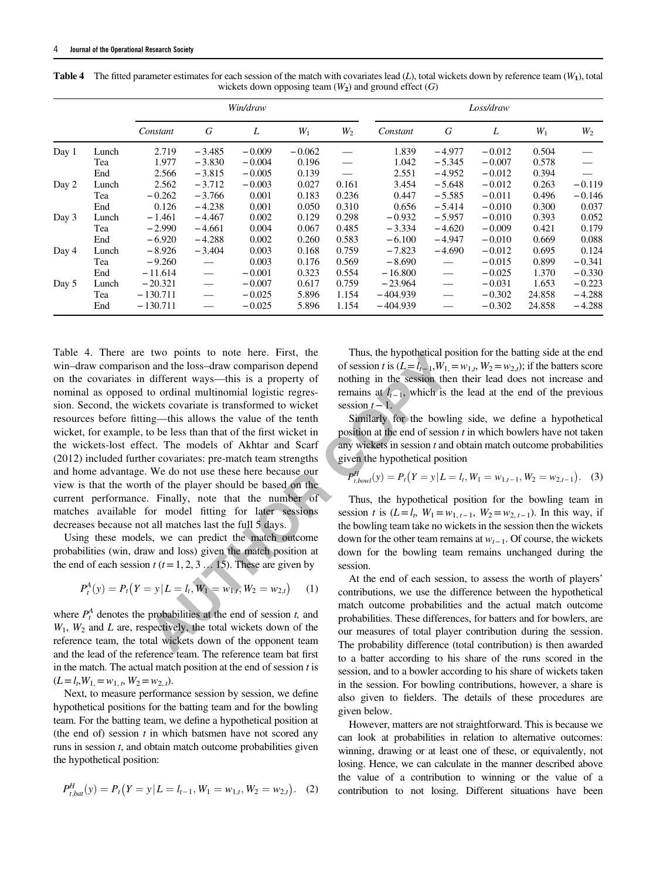**Table 4** The fitted parameter estimates for each session of the match with covariates lead ($L$), total wickets down by reference team ($W_1$), total wickets down opposing team ($W_2$) and ground effect ($G$)

| | | *Win/draw* | | | | | *Loss/draw* | | | | |
|---|---|---|---|---|---|---|---|---|---|---|---|
| | | *Constant* | *G* | *L* | $W_1$ | $W_2$ | *Constant* | *G* | *L* | $W_1$ | $W_2$ |
| Day 1 | Lunch | 2.719 | −3.485 | −0.009 | −0.062 | — | 1.839 | −4.977 | −0.012 | 0.504 | — |
| | Tea | 1.977 | −3.830 | −0.004 | 0.196 | — | 1.042 | −5.345 | −0.007 | 0.578 | — |
| | End | 2.566 | −3.815 | −0.005 | 0.139 | — | 2.551 | −4.952 | −0.012 | 0.394 | — |
| Day 2 | Lunch | 2.562 | −3.712 | −0.003 | 0.027 | 0.161 | 3.454 | −5.648 | −0.012 | 0.263 | −0.119 |
| | Tea | −0.262 | −3.766 | 0.001 | 0.183 | 0.236 | 0.447 | −5.585 | −0.011 | 0.496 | −0.146 |
| | End | 0.126 | −4.238 | 0.001 | 0.050 | 0.310 | 0.656 | −5.414 | −0.010 | 0.300 | 0.037 |
| Day 3 | Lunch | −1.461 | −4.467 | 0.002 | 0.129 | 0.298 | −0.932 | −5.957 | −0.010 | 0.393 | 0.052 |
| | Tea | −2.990 | −4.661 | 0.004 | 0.067 | 0.485 | −3.334 | −4.620 | −0.009 | 0.421 | 0.179 |
| | End | −6.920 | −4.288 | 0.002 | 0.260 | 0.583 | −6.100 | −4.947 | −0.010 | 0.669 | 0.088 |
| Day 4 | Lunch | −8.926 | −3.404 | 0.003 | 0.168 | 0.759 | −7.823 | −4.690 | −0.012 | 0.695 | 0.124 |
| | Tea | −9.260 | — | 0.003 | 0.176 | 0.569 | −8.690 | — | −0.015 | 0.899 | −0.341 |
| | End | −11.614 | — | −0.001 | 0.323 | 0.554 | −16.800 | — | −0.025 | 1.370 | −0.330 |
| Day 5 | Lunch | −20.321 | — | −0.007 | 0.617 | 0.759 | −23.964 | — | −0.031 | 1.653 | −0.223 |
| | Tea | −130.711 | — | −0.025 | 5.896 | 1.154 | −404.939 | — | −0.302 | 24.858 | −4.288 |
| | End | −130.711 | — | −0.025 | 5.896 | 1.154 | −404.939 | — | −0.302 | 24.858 | −4.288 |

Table 4. There are two points to note here. First, the win–draw comparison and the loss–draw comparison depend on the covariates in different ways—this is a property of nominal as opposed to ordinal multinomial logistic regression. Second, the wickets covariate is transformed to wicket resources before fitting—this allows the value of the tenth wicket, for example, to be less than that of the first wicket in the wickets-lost effect. The models of Akhtar and Scarf (2012) included further covariates: pre-match team strengths and home advantage. We do not use these here because our view is that the worth of the player should be based on the current performance. Finally, note that the number of matches available for model fitting for later sessions decreases because not all matches last the full 5 days.

Using these models, we can predict the match outcome probabilities (win, draw and loss) given the match position at the end of each session $t$ ($t = 1, 2, 3 \ldots 15$). These are given by

$$P_t^A(y) = P_t\left(Y = y \,|\, L = l_t, W_1 = w_{1,t}, W_2 = w_{2,t}\right) \quad (1)$$

where $P_t^A$ denotes the probabilities at the end of session $t$, and $W_1$, $W_2$ and $L$ are, respectively, the total wickets down of the reference team, the total wickets down of the opponent team and the lead of the reference team. The reference team bat first in the match. The actual match position at the end of session $t$ is $(L = l_t, W_{1,} = w_{1,t}, W_2 = w_{2,t})$.

Next, to measure performance session by session, we define hypothetical positions for the batting team and for the bowling team. For the batting team, we define a hypothetical position at (the end of) session $t$ in which batsmen have not scored any runs in session $t$, and obtain match outcome probabilities given the hypothetical position:

$$P_{t,bat}^H(y) = P_t\left(Y = y \,|\, L = l_{t-1}, W_1 = w_{1,t}, W_2 = w_{2,t}\right). \quad (2)$$

Thus, the hypothetical position for the batting side at the end of session $t$ is $(L = l_{t-1}, W_{1,} = w_{1,t}, W_2 = w_{2,t})$; if the batters score nothing in the session then their lead does not increase and remains at $l_{t-1}$, which is the lead at the end of the previous session $t-1$.

Similarly for the bowling side, we define a hypothetical position at the end of session $t$ in which bowlers have not taken any wickets in session $t$ and obtain match outcome probabilities given the hypothetical position

$$P_{t,bowl}^H(y) = P_t\left(Y = y \,|\, L = l_t, W_1 = w_{1,t-1}, W_2 = w_{2,t-1}\right). \quad (3)$$

Thus, the hypothetical position for the bowling team in session $t$ is $(L = l_t, W_1 = w_{1,t-1}, W_2 = w_{2,t-1})$. In this way, if the bowling team take no wickets in the session then the wickets down for the other team remains at $w_{t-1}$. Of course, the wickets down for the bowling team remains unchanged during the session.

At the end of each session, to assess the worth of players' contributions, we use the difference between the hypothetical match outcome probabilities and the actual match outcome probabilities. These differences, for batters and for bowlers, are our measures of total player contribution during the session. The probability difference (total contribution) is then awarded to a batter according to his share of the runs scored in the session, and to a bowler according to his share of wickets taken in the session. For bowling contributions, however, a share is also given to fielders. The details of these procedures are given below.

However, matters are not straightforward. This is because we can look at probabilities in relation to alternative outcomes: winning, drawing or at least one of these, or equivalently, not losing. Hence, we can calculate in the manner described above the value of a contribution to winning or the value of a contribution to not losing. Different situations have been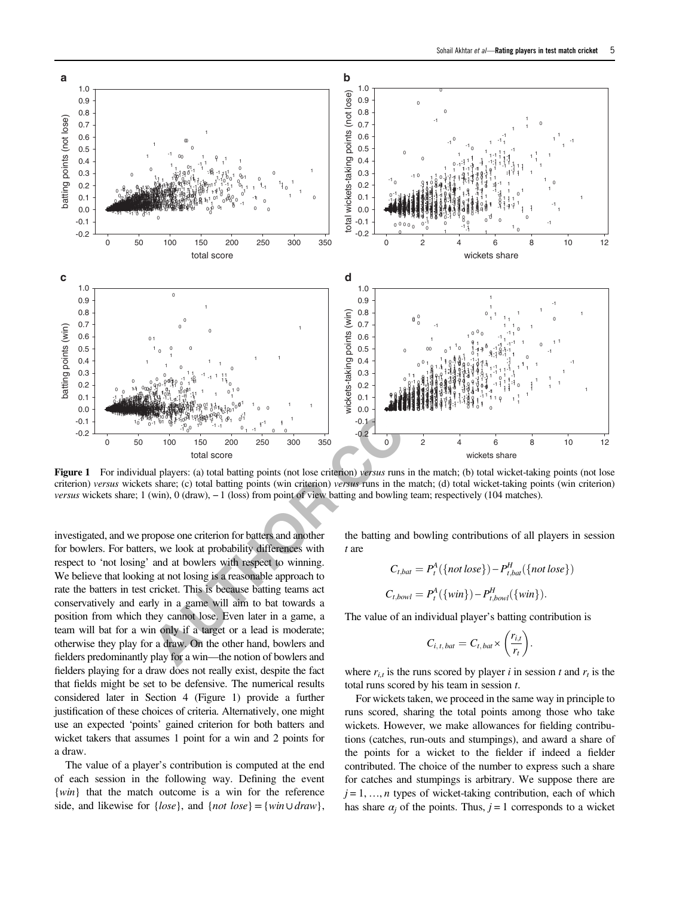**Figure 1** For individual players: (a) total batting points (not lose criterion) *versus* runs in the match; (b) total wicket-taking points (not lose criterion) *versus* wickets share; (c) total batting points (win criterion) *versus* runs in the match; (d) total wicket-taking points (win criterion) *versus* wickets share; 1 (win), 0 (draw), −1 (loss) from point of view batting and bowling team; respectively (104 matches).

investigated, and we propose one criterion for batters and another for bowlers. For batters, we look at probability differences with respect to 'not losing' and at bowlers with respect to winning. We believe that looking at not losing is a reasonable approach to rate the batters in test cricket. This is because batting teams act conservatively and early in a game will aim to bat towards a position from which they cannot lose. Even later in a game, a team will bat for a win only if a target or a lead is moderate; otherwise they play for a draw. On the other hand, bowlers and fielders predominantly play for a win—the notion of bowlers and fielders playing for a draw does not really exist, despite the fact that fields might be set to be defensive. The numerical results considered later in Section 4 (Figure 1) provide a further justification of these choices of criteria. Alternatively, one might use an expected 'points' gained criterion for both batters and wicket takers that assumes 1 point for a win and 2 points for a draw.

The value of a player's contribution is computed at the end of each session in the following way. Defining the event $\{win\}$ that the match outcome is a win for the reference side, and likewise for $\{lose\}$, and $\{not\ lose\} = \{win \cup draw\}$, the batting and bowling contributions of all players in session $t$ are

$$C_{t,bat} = P_t^A(\{not\ lose\}) - P_{t,bat}^H(\{not\ lose\})$$

$$C_{t,bowl} = P_t^A(\{win\}) - P_{t,bowl}^H(\{win\}).$$

The value of an individual player's batting contribution is

$$C_{i,t,bat} = C_{t,bat} \times \left(\frac{r_{i,t}}{r_t}\right).$$

where $r_{i,t}$ is the runs scored by player $i$ in session $t$ and $r_t$ is the total runs scored by his team in session $t$.

For wickets taken, we proceed in the same way in principle to runs scored, sharing the total points among those who take wickets. However, we make allowances for fielding contributions (catches, run-outs and stumpings), and award a share of the points for a wicket to the fielder if indeed a fielder contributed. The choice of the number to express such a share for catches and stumpings is arbitrary. We suppose there are $j = 1, \ldots, n$ types of wicket-taking contribution, each of which has share $\alpha_j$ of the points. Thus, $j = 1$ corresponds to a wicket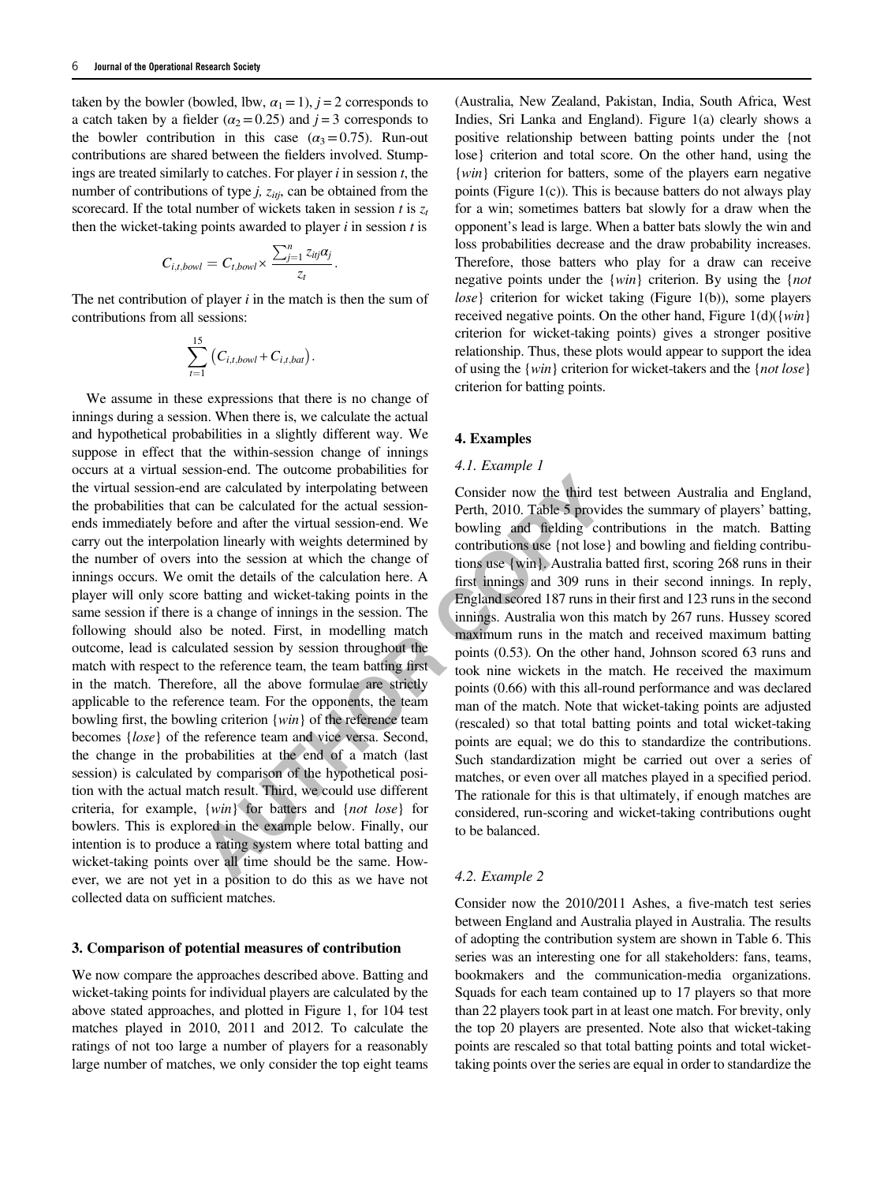taken by the bowler (bowled, lbw, $\alpha_1 = 1$), $j = 2$ corresponds to a catch taken by a fielder ($\alpha_2 = 0.25$) and $j = 3$ corresponds to the bowler contribution in this case ($\alpha_3 = 0.75$). Run-out contributions are shared between the fielders involved. Stumpings are treated similarly to catches. For player $i$ in session $t$, the number of contributions of type $j$, $z_{itj}$, can be obtained from the scorecard. If the total number of wickets taken in session $t$ is $z_t$ then the wicket-taking points awarded to player $i$ in session $t$ is

$$C_{i,t,bowl} = C_{t,bowl} \times \frac{\sum_{j=1}^{n} z_{itj}\alpha_j}{z_t}.$$

The net contribution of player $i$ in the match is then the sum of contributions from all sessions:

$$\sum_{t=1}^{15} \left(C_{i,t,bowl} + C_{i,t,bat}\right).$$

We assume in these expressions that there is no change of innings during a session. When there is, we calculate the actual and hypothetical probabilities in a slightly different way. We suppose in effect that the within-session change of innings occurs at a virtual session-end. The outcome probabilities for the virtual session-end are calculated by interpolating between the probabilities that can be calculated for the actual session-ends immediately before and after the virtual session-end. We carry out the interpolation linearly with weights determined by the number of overs into the session at which the change of innings occurs. We omit the details of the calculation here. A player will only score batting and wicket-taking points in the same session if there is a change of innings in the session. The following should also be noted. First, in modelling match outcome, lead is calculated session by session throughout the match with respect to the reference team, the team batting first in the match. Therefore, all the above formulae are strictly applicable to the reference team. For the opponents, the team bowling first, the bowling criterion {*win*} of the reference team becomes {*lose*} of the reference team and vice versa. Second, the change in the probabilities at the end of a match (last session) is calculated by comparison of the hypothetical position with the actual match result. Third, we could use different criteria, for example, {*win*} for batters and {*not lose*} for bowlers. This is explored in the example below. Finally, our intention is to produce a rating system where total batting and wicket-taking points over all time should be the same. However, we are not yet in a position to do this as we have not collected data on sufficient matches.

## 3. Comparison of potential measures of contribution

We now compare the approaches described above. Batting and wicket-taking points for individual players are calculated by the above stated approaches, and plotted in Figure 1, for 104 test matches played in 2010, 2011 and 2012. To calculate the ratings of not too large a number of players for a reasonably large number of matches, we only consider the top eight teams (Australia, New Zealand, Pakistan, India, South Africa, West Indies, Sri Lanka and England). Figure 1(a) clearly shows a positive relationship between batting points under the {not lose} criterion and total score. On the other hand, using the {*win*} criterion for batters, some of the players earn negative points (Figure 1(c)). This is because batters do not always play for a win; sometimes batters bat slowly for a draw when the opponent's lead is large. When a batter bats slowly the win and loss probabilities decrease and the draw probability increases. Therefore, those batters who play for a draw can receive negative points under the {*win*} criterion. By using the {*not lose*} criterion for wicket taking (Figure 1(b)), some players received negative points. On the other hand, Figure 1(d)({*win*} criterion for wicket-taking points) gives a stronger positive relationship. Thus, these plots would appear to support the idea of using the {*win*} criterion for wicket-takers and the {*not lose*} criterion for batting points.

## 4. Examples

### 4.1. Example 1

Consider now the third test between Australia and England, Perth, 2010. Table 5 provides the summary of players' batting, bowling and fielding contributions in the match. Batting contributions use {not lose} and bowling and fielding contributions use {win}. Australia batted first, scoring 268 runs in their first innings and 309 runs in their second innings. In reply, England scored 187 runs in their first and 123 runs in the second innings. Australia won this match by 267 runs. Hussey scored maximum runs in the match and received maximum batting points (0.53). On the other hand, Johnson scored 63 runs and took nine wickets in the match. He received the maximum points (0.66) with this all-round performance and was declared man of the match. Note that wicket-taking points are adjusted (rescaled) so that total batting points and total wicket-taking points are equal; we do this to standardize the contributions. Such standardization might be carried out over a series of matches, or even over all matches played in a specified period. The rationale for this is that ultimately, if enough matches are considered, run-scoring and wicket-taking contributions ought to be balanced.

### 4.2. Example 2

Consider now the 2010/2011 Ashes, a five-match test series between England and Australia played in Australia. The results of adopting the contribution system are shown in Table 6. This series was an interesting one for all stakeholders: fans, teams, bookmakers and the communication-media organizations. Squads for each team contained up to 17 players so that more than 22 players took part in at least one match. For brevity, only the top 20 players are presented. Note also that wicket-taking points are rescaled so that total batting points and total wicket-taking points over the series are equal in order to standardize the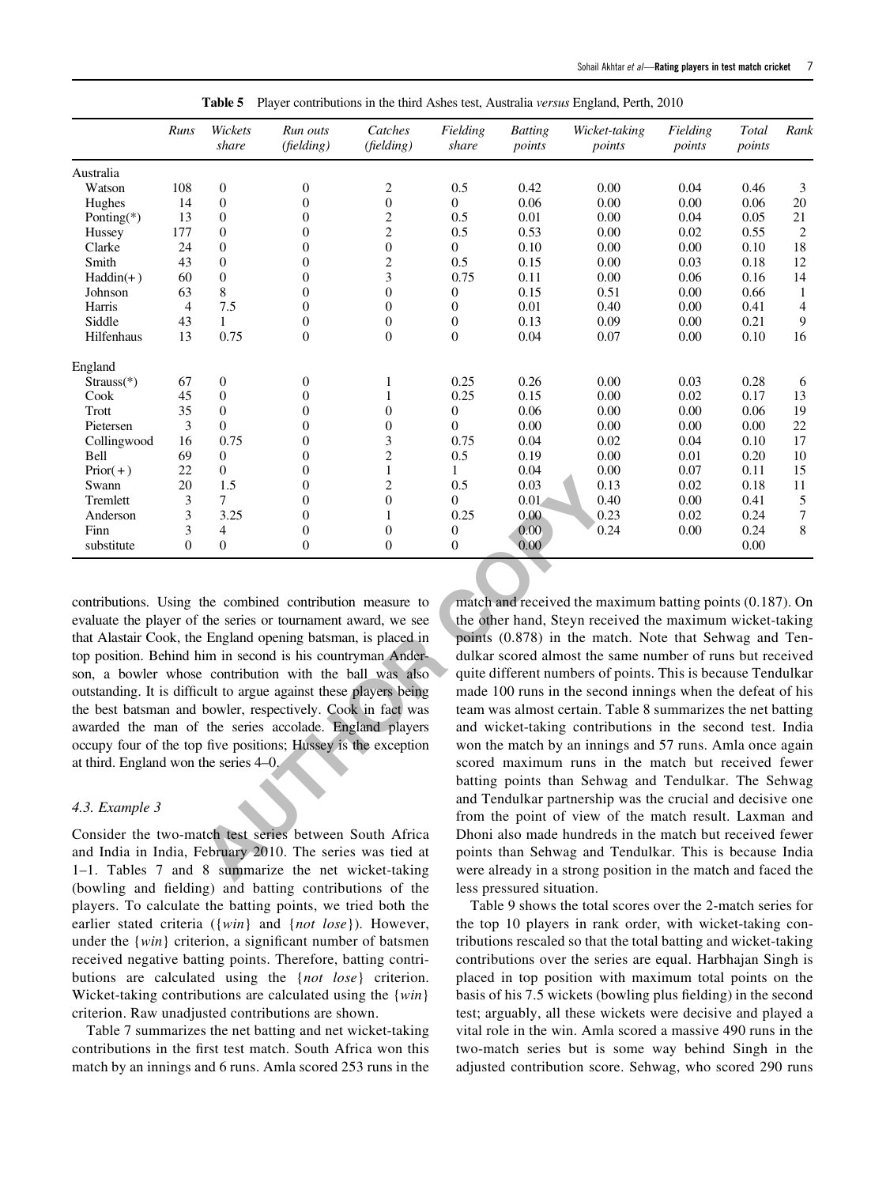**Table 5** Player contributions in the third Ashes test, Australia *versus* England, Perth, 2010

| | *Runs* | *Wickets share* | *Run outs (fielding)* | *Catches (fielding)* | *Fielding share* | *Batting points* | *Wicket-taking points* | *Fielding points* | *Total points* | *Rank* |
|---|---|---|---|---|---|---|---|---|---|---|
| Australia | | | | | | | | | | |
| Watson | 108 | 0 | 0 | 2 | 0.5 | 0.42 | 0.00 | 0.04 | 0.46 | 3 |
| Hughes | 14 | 0 | 0 | 0 | 0 | 0.06 | 0.00 | 0.00 | 0.06 | 20 |
| Ponting(*) | 13 | 0 | 0 | 2 | 0.5 | 0.01 | 0.00 | 0.04 | 0.05 | 21 |
| Hussey | 177 | 0 | 0 | 2 | 0.5 | 0.53 | 0.00 | 0.02 | 0.55 | 2 |
| Clarke | 24 | 0 | 0 | 0 | 0 | 0.10 | 0.00 | 0.00 | 0.10 | 18 |
| Smith | 43 | 0 | 0 | 2 | 0.5 | 0.15 | 0.00 | 0.03 | 0.18 | 12 |
| Haddin(+) | 60 | 0 | 0 | 3 | 0.75 | 0.11 | 0.00 | 0.06 | 0.16 | 14 |
| Johnson | 63 | 8 | 0 | 0 | 0 | 0.15 | 0.51 | 0.00 | 0.66 | 1 |
| Harris | 4 | 7.5 | 0 | 0 | 0 | 0.01 | 0.40 | 0.00 | 0.41 | 4 |
| Siddle | 43 | 1 | 0 | 0 | 0 | 0.13 | 0.09 | 0.00 | 0.21 | 9 |
| Hilfenhaus | 13 | 0.75 | 0 | 0 | 0 | 0.04 | 0.07 | 0.00 | 0.10 | 16 |
| England | | | | | | | | | | |
| Strauss(*) | 67 | 0 | 0 | 1 | 0.25 | 0.26 | 0.00 | 0.03 | 0.28 | 6 |
| Cook | 45 | 0 | 0 | 1 | 0.25 | 0.15 | 0.00 | 0.02 | 0.17 | 13 |
| Trott | 35 | 0 | 0 | 0 | 0 | 0.06 | 0.00 | 0.00 | 0.06 | 19 |
| Pietersen | 3 | 0 | 0 | 0 | 0 | 0.00 | 0.00 | 0.00 | 0.00 | 22 |
| Collingwood | 16 | 0.75 | 0 | 3 | 0.75 | 0.04 | 0.02 | 0.04 | 0.10 | 17 |
| Bell | 69 | 0 | 0 | 2 | 0.5 | 0.19 | 0.00 | 0.01 | 0.20 | 10 |
| Prior(+) | 22 | 0 | 0 | 1 | 1 | 0.04 | 0.00 | 0.07 | 0.11 | 15 |
| Swann | 20 | 1.5 | 0 | 2 | 0.5 | 0.03 | 0.13 | 0.02 | 0.18 | 11 |
| Tremlett | 3 | 7 | 0 | 0 | 0 | 0.01 | 0.40 | 0.00 | 0.41 | 5 |
| Anderson | 3 | 3.25 | 0 | 1 | 0.25 | 0.00 | 0.23 | 0.02 | 0.24 | 7 |
| Finn | 3 | 4 | 0 | 0 | 0 | 0.00 | 0.24 | 0.00 | 0.24 | 8 |
| substitute | 0 | 0 | 0 | 0 | 0 | 0.00 | | | 0.00 | |

contributions. Using the combined contribution measure to evaluate the player of the series or tournament award, we see that Alastair Cook, the England opening batsman, is placed in top position. Behind him in second is his countryman Anderson, a bowler whose contribution with the ball was also outstanding. It is difficult to argue against these players being the best batsman and bowler, respectively. Cook in fact was awarded the man of the series accolade. England players occupy four of the top five positions; Hussey is the exception at third. England won the series 4–0.

### 4.3. Example 3

Consider the two-match test series between South Africa and India in India, February 2010. The series was tied at 1–1. Tables 7 and 8 summarize the net wicket-taking (bowling and fielding) and batting contributions of the players. To calculate the batting points, we tried both the earlier stated criteria ({*win*} and {*not lose*}). However, under the {*win*} criterion, a significant number of batsmen received negative batting points. Therefore, batting contributions are calculated using the {*not lose*} criterion. Wicket-taking contributions are calculated using the {*win*} criterion. Raw unadjusted contributions are shown.

Table 7 summarizes the net batting and net wicket-taking contributions in the first test match. South Africa won this match by an innings and 6 runs. Amla scored 253 runs in the match and received the maximum batting points (0.187). On the other hand, Steyn received the maximum wicket-taking points (0.878) in the match. Note that Sehwag and Tendulkar scored almost the same number of runs but received quite different numbers of points. This is because Tendulkar made 100 runs in the second innings when the defeat of his team was almost certain. Table 8 summarizes the net batting and wicket-taking contributions in the second test. India won the match by an innings and 57 runs. Amla once again scored maximum runs in the match but received fewer batting points than Sehwag and Tendulkar. The Sehwag and Tendulkar partnership was the crucial and decisive one from the point of view of the match result. Laxman and Dhoni also made hundreds in the match but received fewer points than Sehwag and Tendulkar. This is because India were already in a strong position in the match and faced the less pressured situation.

Table 9 shows the total scores over the 2-match series for the top 10 players in rank order, with wicket-taking contributions rescaled so that the total batting and wicket-taking contributions over the series are equal. Harbhajan Singh is placed in top position with maximum total points on the basis of his 7.5 wickets (bowling plus fielding) in the second test; arguably, all these wickets were decisive and played a vital role in the win. Amla scored a massive 490 runs in the two-match series but is some way behind Singh in the adjusted contribution score. Sehwag, who scored 290 runs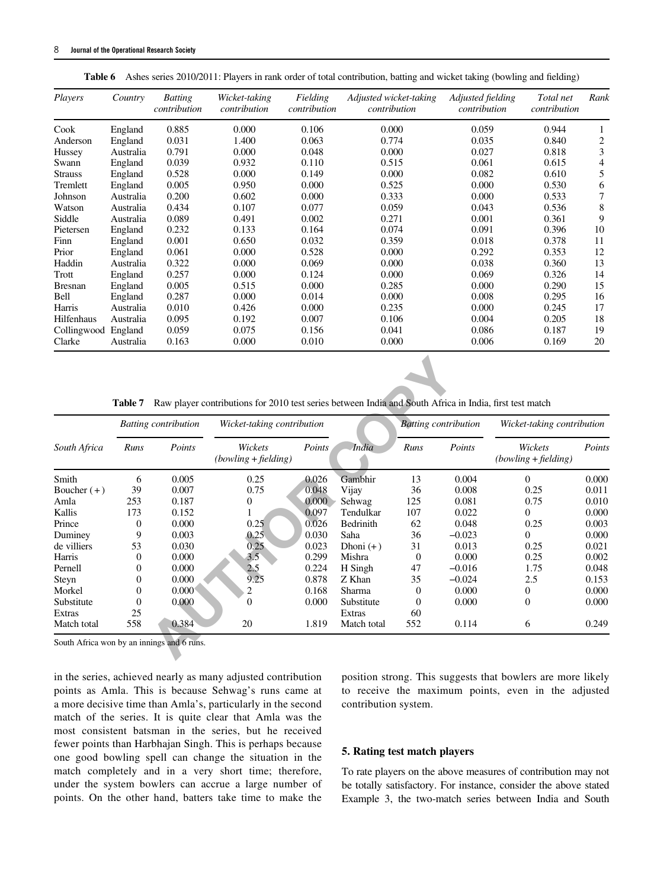**Table 6** Ashes series 2010/2011: Players in rank order of total contribution, batting and wicket taking (bowling and fielding)

| *Players* | *Country* | *Batting contribution* | *Wicket-taking contribution* | *Fielding contribution* | *Adjusted wicket-taking contribution* | *Adjusted fielding contribution* | *Total net contribution* | *Rank* |
|---|---|---|---|---|---|---|---|---|
| Cook | England | 0.885 | 0.000 | 0.106 | 0.000 | 0.059 | 0.944 | 1 |
| Anderson | England | 0.031 | 1.400 | 0.063 | 0.774 | 0.035 | 0.840 | 2 |
| Hussey | Australia | 0.791 | 0.000 | 0.048 | 0.000 | 0.027 | 0.818 | 3 |
| Swann | England | 0.039 | 0.932 | 0.110 | 0.515 | 0.061 | 0.615 | 4 |
| Strauss | England | 0.528 | 0.000 | 0.149 | 0.000 | 0.082 | 0.610 | 5 |
| Tremlett | England | 0.005 | 0.950 | 0.000 | 0.525 | 0.000 | 0.530 | 6 |
| Johnson | Australia | 0.200 | 0.602 | 0.000 | 0.333 | 0.000 | 0.533 | 7 |
| Watson | Australia | 0.434 | 0.107 | 0.077 | 0.059 | 0.043 | 0.536 | 8 |
| Siddle | Australia | 0.089 | 0.491 | 0.002 | 0.271 | 0.001 | 0.361 | 9 |
| Pietersen | England | 0.232 | 0.133 | 0.164 | 0.074 | 0.091 | 0.396 | 10 |
| Finn | England | 0.001 | 0.650 | 0.032 | 0.359 | 0.018 | 0.378 | 11 |
| Prior | England | 0.061 | 0.000 | 0.528 | 0.000 | 0.292 | 0.353 | 12 |
| Haddin | Australia | 0.322 | 0.000 | 0.069 | 0.000 | 0.038 | 0.360 | 13 |
| Trott | England | 0.257 | 0.000 | 0.124 | 0.000 | 0.069 | 0.326 | 14 |
| Bresnan | England | 0.005 | 0.515 | 0.000 | 0.285 | 0.000 | 0.290 | 15 |
| Bell | England | 0.287 | 0.000 | 0.014 | 0.000 | 0.008 | 0.295 | 16 |
| Harris | Australia | 0.010 | 0.426 | 0.000 | 0.235 | 0.000 | 0.245 | 17 |
| Hilfenhaus | Australia | 0.095 | 0.192 | 0.007 | 0.106 | 0.004 | 0.205 | 18 |
| Collingwood | England | 0.059 | 0.075 | 0.156 | 0.041 | 0.086 | 0.187 | 19 |
| Clarke | Australia | 0.163 | 0.000 | 0.010 | 0.000 | 0.006 | 0.169 | 20 |

**Table 7** Raw player contributions for 2010 test series between India and South Africa in India, first test match

| | *Batting contribution* | | *Wicket-taking contribution* | | | *Batting contribution* | | *Wicket-taking contribution* | |
|---|---|---|---|---|---|---|---|---|---|
| *South Africa* | *Runs* | *Points* | *Wickets (bowling + fielding)* | *Points* | *India* | *Runs* | *Points* | *Wickets (bowling + fielding)* | *Points* |
| Smith | 6 | 0.005 | 0.25 | 0.026 | Gambhir | 13 | 0.004 | 0 | 0.000 |
| Boucher (+) | 39 | 0.007 | 0.75 | 0.048 | Vijay | 36 | 0.008 | 0.25 | 0.011 |
| Amla | 253 | 0.187 | 0 | 0.000 | Sehwag | 125 | 0.081 | 0.75 | 0.010 |
| Kallis | 173 | 0.152 | 1 | 0.097 | Tendulkar | 107 | 0.022 | 0 | 0.000 |
| Prince | 0 | 0.000 | 0.25 | 0.026 | Bedrinith | 62 | 0.048 | 0.25 | 0.003 |
| Duminey | 9 | 0.003 | 0.25 | 0.030 | Saha | 36 | −0.023 | 0 | 0.000 |
| de villiers | 53 | 0.030 | 0.25 | 0.023 | Dhoni (+) | 31 | 0.013 | 0.25 | 0.021 |
| Harris | 0 | 0.000 | 3.5 | 0.299 | Mishra | 0 | 0.000 | 0.25 | 0.002 |
| Pernell | 0 | 0.000 | 2.5 | 0.224 | H Singh | 47 | −0.016 | 1.75 | 0.048 |
| Steyn | 0 | 0.000 | 9.25 | 0.878 | Z Khan | 35 | −0.024 | 2.5 | 0.153 |
| Morkel | 0 | 0.000 | 2 | 0.168 | Sharma | 0 | 0.000 | 0 | 0.000 |
| Substitute | 0 | 0.000 | 0 | 0.000 | Substitute | 0 | 0.000 | 0 | 0.000 |
| Extras | 25 | | | | Extras | 60 | | | |
| Match total | 558 | 0.384 | 20 | 1.819 | Match total | 552 | 0.114 | 6 | 0.249 |

South Africa won by an innings and 6 runs.

in the series, achieved nearly as many adjusted contribution points as Amla. This is because Sehwag's runs came at a more decisive time than Amla's, particularly in the second match of the series. It is quite clear that Amla was the most consistent batsman in the series, but he received fewer points than Harbhajan Singh. This is perhaps because one good bowling spell can change the situation in the match completely and in a very short time; therefore, under the system bowlers can accrue a large number of points. On the other hand, batters take time to make the position strong. This suggests that bowlers are more likely to receive the maximum points, even in the adjusted contribution system.

## 5. Rating test match players

To rate players on the above measures of contribution may not be totally satisfactory. For instance, consider the above stated Example 3, the two-match series between India and South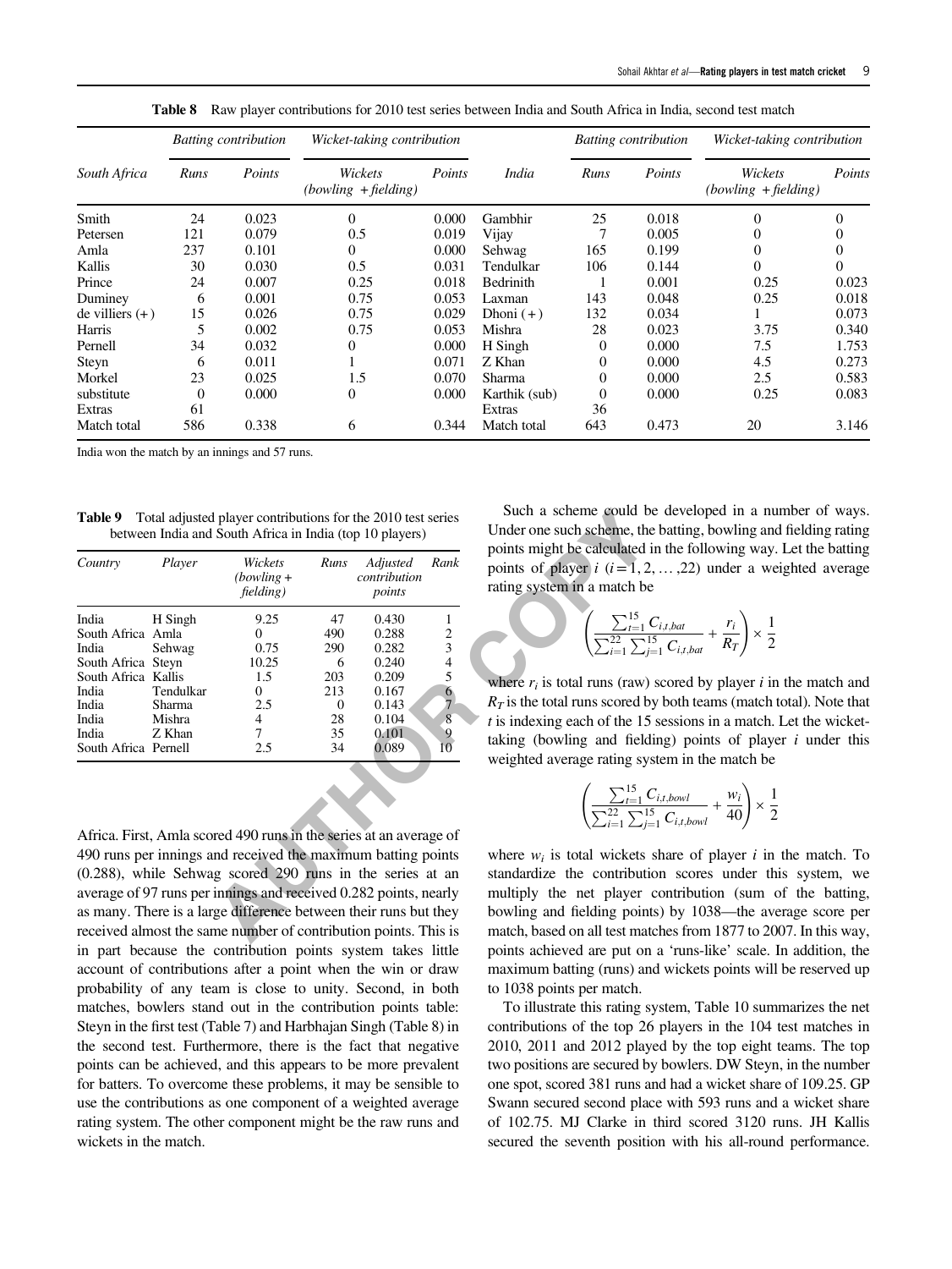**Table 8** Raw player contributions for 2010 test series between India and South Africa in India, second test match

| South Africa | Batting contribution | | Wicket-taking contribution | | India | Batting contribution | | Wicket-taking contribution | |
|---|---|---|---|---|---|---|---|---|---|
| | *Runs* | *Points* | *Wickets (bowling + fielding)* | *Points* | | *Runs* | *Points* | *Wickets (bowling + fielding)* | *Points* |
| Smith | 24 | 0.023 | 0 | 0.000 | Gambhir | 25 | 0.018 | 0 | 0 |
| Petersen | 121 | 0.079 | 0.5 | 0.019 | Vijay | 7 | 0.005 | 0 | 0 |
| Amla | 237 | 0.101 | 0 | 0.000 | Sehwag | 165 | 0.199 | 0 | 0 |
| Kallis | 30 | 0.030 | 0.5 | 0.031 | Tendulkar | 106 | 0.144 | 0 | 0 |
| Prince | 24 | 0.007 | 0.25 | 0.018 | Bedrinith | 1 | 0.001 | 0.25 | 0.023 |
| Duminey | 6 | 0.001 | 0.75 | 0.053 | Laxman | 143 | 0.048 | 0.25 | 0.018 |
| de villiers (+) | 15 | 0.026 | 0.75 | 0.029 | Dhoni (+) | 132 | 0.034 | 1 | 0.073 |
| Harris | 5 | 0.002 | 0.75 | 0.053 | Mishra | 28 | 0.023 | 3.75 | 0.340 |
| Pernell | 34 | 0.032 | 0 | 0.000 | H Singh | 0 | 0.000 | 7.5 | 1.753 |
| Steyn | 6 | 0.011 | 1 | 0.071 | Z Khan | 0 | 0.000 | 4.5 | 0.273 |
| Morkel | 23 | 0.025 | 1.5 | 0.070 | Sharma | 0 | 0.000 | 2.5 | 0.583 |
| substitute | 0 | 0.000 | 0 | 0.000 | Karthik (sub) | 0 | 0.000 | 0.25 | 0.083 |
| Extras | 61 | | | | Extras | 36 | | | |
| Match total | 586 | 0.338 | 6 | 0.344 | Match total | 643 | 0.473 | 20 | 3.146 |

India won the match by an innings and 57 runs.

**Table 9** Total adjusted player contributions for the 2010 test series between India and South Africa in India (top 10 players)

| *Country* | *Player* | *Wickets (bowling + fielding)* | *Runs* | *Adjusted contribution points* | *Rank* |
|---|---|---|---|---|---|
| India | H Singh | 9.25 | 47 | 0.430 | 1 |
| South Africa | Amla | 0 | 490 | 0.288 | 2 |
| India | Sehwag | 0.75 | 290 | 0.282 | 3 |
| South Africa | Steyn | 10.25 | 6 | 0.240 | 4 |
| South Africa | Kallis | 1.5 | 203 | 0.209 | 5 |
| India | Tendulkar | 0 | 213 | 0.167 | 6 |
| India | Sharma | 2.5 | 0 | 0.143 | 7 |
| India | Mishra | 4 | 28 | 0.104 | 8 |
| India | Z Khan | 7 | 35 | 0.101 | 9 |
| South Africa | Pernell | 2.5 | 34 | 0.089 | 10 |

Africa. First, Amla scored 490 runs in the series at an average of 490 runs per innings and received the maximum batting points (0.288), while Sehwag scored 290 runs in the series at an average of 97 runs per innings and received 0.282 points, nearly as many. There is a large difference between their runs but they received almost the same number of contribution points. This is in part because the contribution points system takes little account of contributions after a point when the win or draw probability of any team is close to unity. Second, in both matches, bowlers stand out in the contribution points table: Steyn in the first test (Table 7) and Harbhajan Singh (Table 8) in the second test. Furthermore, there is the fact that negative points can be achieved, and this appears to be more prevalent for batters. To overcome these problems, it may be sensible to use the contributions as one component of a weighted average rating system. The other component might be the raw runs and wickets in the match.

Such a scheme could be developed in a number of ways. Under one such scheme, the batting, bowling and fielding rating points might be calculated in the following way. Let the batting points of player $i$ $(i = 1, 2, \ldots, 22)$ under a weighted average rating system in a match be

$$\left( \frac{\sum_{t=1}^{15} C_{i,t,bat}}{\sum_{i=1}^{22} \sum_{j=1}^{15} C_{i,t,bat}} + \frac{r_i}{R_T} \right) \times \frac{1}{2}$$

where $r_i$ is total runs (raw) scored by player $i$ in the match and $R_T$ is the total runs scored by both teams (match total). Note that $t$ is indexing each of the 15 sessions in a match. Let the wicket-taking (bowling and fielding) points of player $i$ under this weighted average rating system in the match be

$$\left( \frac{\sum_{t=1}^{15} C_{i,t,bowl}}{\sum_{i=1}^{22} \sum_{j=1}^{15} C_{i,t,bowl}} + \frac{w_i}{40} \right) \times \frac{1}{2}$$

where $w_i$ is total wickets share of player $i$ in the match. To standardize the contribution scores under this system, we multiply the net player contribution (sum of the batting, bowling and fielding points) by 1038—the average score per match, based on all test matches from 1877 to 2007. In this way, points achieved are put on a 'runs-like' scale. In addition, the maximum batting (runs) and wickets points will be reserved up to 1038 points per match.

To illustrate this rating system, Table 10 summarizes the net contributions of the top 26 players in the 104 test matches in 2010, 2011 and 2012 played by the top eight teams. The top two positions are secured by bowlers. DW Steyn, in the number one spot, scored 381 runs and had a wicket share of 109.25. GP Swann secured second place with 593 runs and a wicket share of 102.75. MJ Clarke in third scored 3120 runs. JH Kallis secured the seventh position with his all-round performance.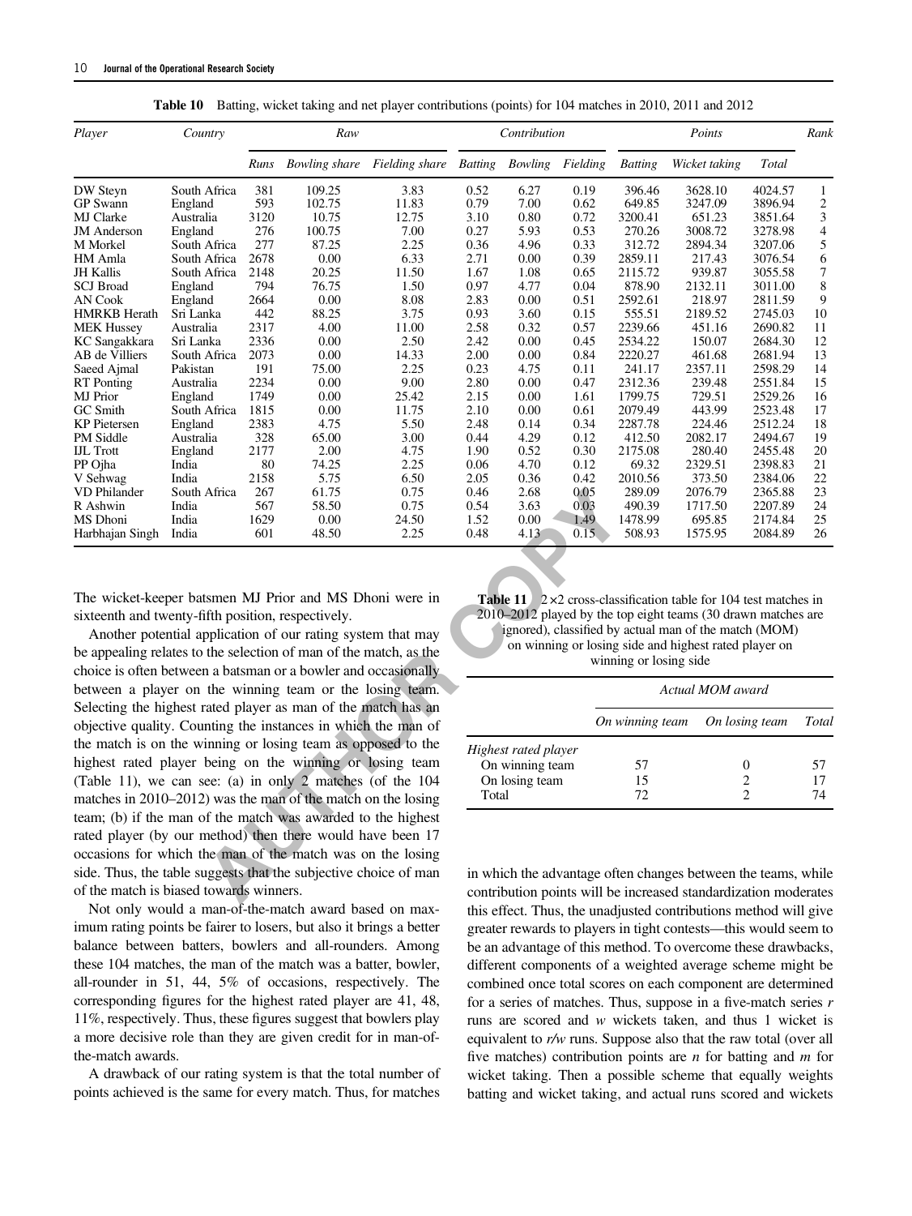**Table 10** Batting, wicket taking and net player contributions (points) for 104 matches in 2010, 2011 and 2012

| Player | Country | Raw | | | Contribution | | | Points | | | Rank |
|---|---|---|---|---|---|---|---|---|---|---|---|
| | | Runs | Bowling share | Fielding share | Batting | Bowling | Fielding | Batting | Wicket taking | Total | |
| DW Steyn | South Africa | 381 | 109.25 | 3.83 | 0.52 | 6.27 | 0.19 | 396.46 | 3628.10 | 4024.57 | 1 |
| GP Swann | England | 593 | 102.75 | 11.83 | 0.79 | 7.00 | 0.62 | 649.85 | 3247.09 | 3896.94 | 2 |
| MJ Clarke | Australia | 3120 | 10.75 | 12.75 | 3.10 | 0.80 | 0.72 | 3200.41 | 651.23 | 3851.64 | 3 |
| JM Anderson | England | 276 | 100.75 | 7.00 | 0.27 | 5.93 | 0.53 | 270.26 | 3008.72 | 3278.98 | 4 |
| M Morkel | South Africa | 277 | 87.25 | 2.25 | 0.36 | 4.96 | 0.33 | 312.72 | 2894.34 | 3207.06 | 5 |
| HM Amla | South Africa | 2678 | 0.00 | 6.33 | 2.71 | 0.00 | 0.39 | 2859.11 | 217.43 | 3076.54 | 6 |
| JH Kallis | South Africa | 2148 | 20.25 | 11.50 | 1.67 | 1.08 | 0.65 | 2115.72 | 939.87 | 3055.58 | 7 |
| SCJ Broad | England | 794 | 76.75 | 1.50 | 0.97 | 4.77 | 0.04 | 878.90 | 2132.11 | 3011.00 | 8 |
| AN Cook | England | 2664 | 0.00 | 8.08 | 2.83 | 0.00 | 0.51 | 2592.61 | 218.97 | 2811.59 | 9 |
| HMRKB Herath | Sri Lanka | 442 | 88.25 | 3.75 | 0.93 | 3.60 | 0.15 | 555.51 | 2189.52 | 2745.03 | 10 |
| MEK Hussey | Australia | 2317 | 4.00 | 11.00 | 2.58 | 0.32 | 0.57 | 2239.66 | 451.16 | 2690.82 | 11 |
| KC Sangakkara | Sri Lanka | 2336 | 0.00 | 2.50 | 2.42 | 0.00 | 0.45 | 2534.22 | 150.07 | 2684.30 | 12 |
| AB de Villiers | South Africa | 2073 | 0.00 | 14.33 | 2.00 | 0.00 | 0.84 | 2220.27 | 461.68 | 2681.94 | 13 |
| Saeed Ajmal | Pakistan | 191 | 75.00 | 2.25 | 0.23 | 4.75 | 0.11 | 241.17 | 2357.11 | 2598.29 | 14 |
| RT Ponting | Australia | 2234 | 0.00 | 9.00 | 2.80 | 0.00 | 0.47 | 2312.36 | 239.48 | 2551.84 | 15 |
| MJ Prior | England | 1749 | 0.00 | 25.42 | 2.15 | 0.00 | 1.61 | 1799.75 | 729.51 | 2529.26 | 16 |
| GC Smith | South Africa | 1815 | 0.00 | 11.75 | 2.10 | 0.00 | 0.61 | 2079.49 | 443.99 | 2523.48 | 17 |
| KP Pietersen | England | 2383 | 4.75 | 5.50 | 2.48 | 0.14 | 0.34 | 2287.78 | 224.46 | 2512.24 | 18 |
| PM Siddle | Australia | 328 | 65.00 | 3.00 | 0.44 | 4.29 | 0.12 | 412.50 | 2082.17 | 2494.67 | 19 |
| IJL Trott | England | 2177 | 2.00 | 4.75 | 1.90 | 0.52 | 0.30 | 2175.08 | 280.40 | 2455.48 | 20 |
| PP Ojha | India | 80 | 74.25 | 2.25 | 0.06 | 4.70 | 0.12 | 69.32 | 2329.51 | 2398.83 | 21 |
| V Sehwag | India | 2158 | 5.75 | 6.50 | 2.05 | 0.36 | 0.42 | 2010.56 | 373.50 | 2384.06 | 22 |
| VD Philander | South Africa | 267 | 61.75 | 0.75 | 0.46 | 2.68 | 0.05 | 289.09 | 2076.79 | 2365.88 | 23 |
| R Ashwin | India | 567 | 58.50 | 0.75 | 0.54 | 3.63 | 0.03 | 490.39 | 1717.50 | 2207.89 | 24 |
| MS Dhoni | India | 1629 | 0.00 | 24.50 | 1.52 | 0.00 | 1.49 | 1478.99 | 695.85 | 2174.84 | 25 |
| Harbhajan Singh | India | 601 | 48.50 | 2.25 | 0.48 | 4.13 | 0.15 | 508.93 | 1575.95 | 2084.89 | 26 |

The wicket-keeper batsmen MJ Prior and MS Dhoni were in sixteenth and twenty-fifth position, respectively.

Another potential application of our rating system that may be appealing relates to the selection of man of the match, as the choice is often between a batsman or a bowler and occasionally between a player on the winning team or the losing team. Selecting the highest rated player as man of the match has an objective quality. Counting the instances in which the man of the match is on the winning or losing team as opposed to the highest rated player being on the winning or losing team (Table 11), we can see: (a) in only 2 matches (of the 104 matches in 2010–2012) was the man of the match on the losing team; (b) if the man of the match was awarded to the highest rated player (by our method) then there would have been 17 occasions for which the man of the match was on the losing side. Thus, the table suggests that the subjective choice of man of the match is biased towards winners.

**Table 11** 2×2 cross-classification table for 104 test matches in 2010–2012 played by the top eight teams (30 drawn matches are ignored), classified by actual man of the match (MOM) on winning or losing side and highest rated player on winning or losing side

| | Actual MOM award | | |
|---|---|---|---|
| | On winning team | On losing team | Total |
| *Highest rated player* | | | |
| On winning team | 57 | 0 | 57 |
| On losing team | 15 | 2 | 17 |
| Total | 72 | 2 | 74 |

Not only would a man-of-the-match award based on maximum rating points be fairer to losers, but also it brings a better balance between batters, bowlers and all-rounders. Among these 104 matches, the man of the match was a batter, bowler, all-rounder in 51, 44, 5% of occasions, respectively. The corresponding figures for the highest rated player are 41, 48, 11%, respectively. Thus, these figures suggest that bowlers play a more decisive role than they are given credit for in man-of-the-match awards.

A drawback of our rating system is that the total number of points achieved is the same for every match. Thus, for matches in which the advantage often changes between the teams, while contribution points will be increased standardization moderates this effect. Thus, the unadjusted contributions method will give greater rewards to players in tight contests—this would seem to be an advantage of this method. To overcome these drawbacks, different components of a weighted average scheme might be combined once total scores on each component are determined for a series of matches. Thus, suppose in a five-match series $r$ runs are scored and $w$ wickets taken, and thus 1 wicket is equivalent to $r/w$ runs. Suppose also that the raw total (over all five matches) contribution points are $n$ for batting and $m$ for wicket taking. Then a possible scheme that equally weights batting and wicket taking, and actual runs scored and wickets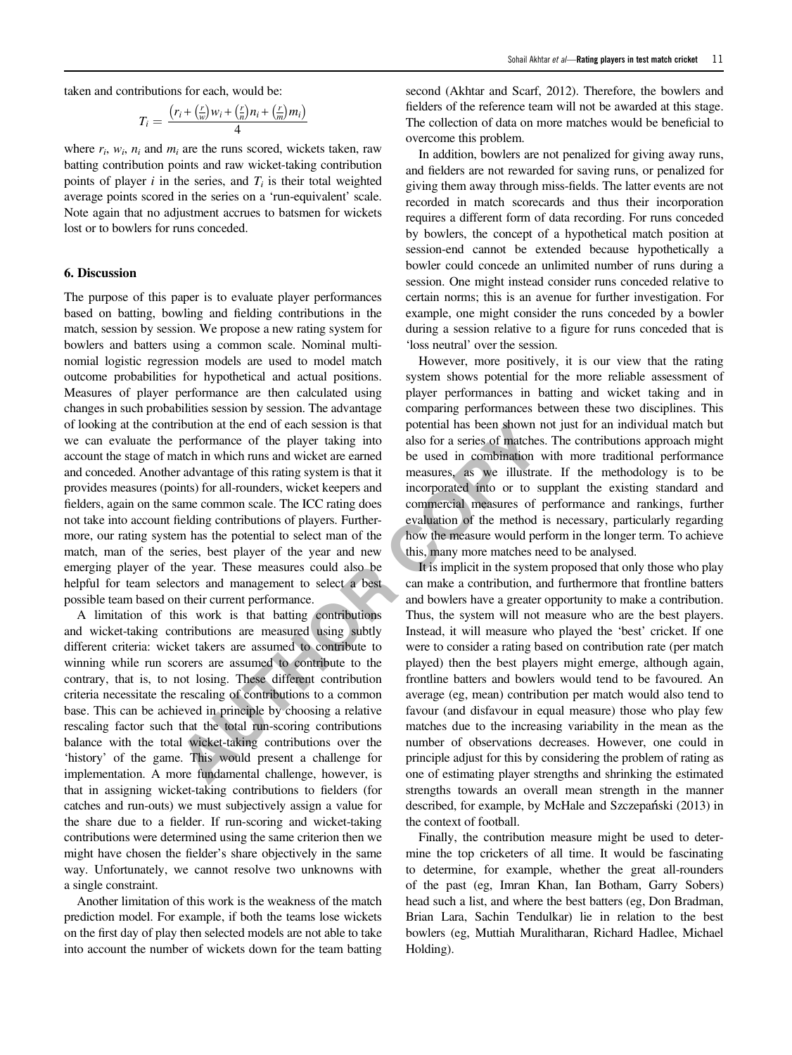taken and contributions for each, would be:

$$T_i = \frac{\left(r_i + \left(\frac{r}{w}\right)w_i + \left(\frac{r}{n}\right)n_i + \left(\frac{r}{m}\right)m_i\right)}{4}$$

where $r_i$, $w_i$, $n_i$ and $m_i$ are the runs scored, wickets taken, raw batting contribution points and raw wicket-taking contribution points of player $i$ in the series, and $T_i$ is their total weighted average points scored in the series on a 'run-equivalent' scale. Note again that no adjustment accrues to batsmen for wickets lost or to bowlers for runs conceded.

## 6. Discussion

The purpose of this paper is to evaluate player performances based on batting, bowling and fielding contributions in the match, session by session. We propose a new rating system for bowlers and batters using a common scale. Nominal multinomial logistic regression models are used to model match outcome probabilities for hypothetical and actual positions. Measures of player performance are then calculated using changes in such probabilities session by session. The advantage of looking at the contribution at the end of each session is that we can evaluate the performance of the player taking into account the stage of match in which runs and wicket are earned and conceded. Another advantage of this rating system is that it provides measures (points) for all-rounders, wicket keepers and fielders, again on the same common scale. The ICC rating does not take into account fielding contributions of players. Furthermore, our rating system has the potential to select man of the match, man of the series, best player of the year and new emerging player of the year. These measures could also be helpful for team selectors and management to select a best possible team based on their current performance.

A limitation of this work is that batting contributions and wicket-taking contributions are measured using subtly different criteria: wicket takers are assumed to contribute to winning while run scorers are assumed to contribute to the contrary, that is, to not losing. These different contribution criteria necessitate the rescaling of contributions to a common base. This can be achieved in principle by choosing a relative rescaling factor such that the total run-scoring contributions balance with the total wicket-taking contributions over the 'history' of the game. This would present a challenge for implementation. A more fundamental challenge, however, is that in assigning wicket-taking contributions to fielders (for catches and run-outs) we must subjectively assign a value for the share due to a fielder. If run-scoring and wicket-taking contributions were determined using the same criterion then we might have chosen the fielder's share objectively in the same way. Unfortunately, we cannot resolve two unknowns with a single constraint.

Another limitation of this work is the weakness of the match prediction model. For example, if both the teams lose wickets on the first day of play then selected models are not able to take into account the number of wickets down for the team batting second (Akhtar and Scarf, 2012). Therefore, the bowlers and fielders of the reference team will not be awarded at this stage. The collection of data on more matches would be beneficial to overcome this problem.

In addition, bowlers are not penalized for giving away runs, and fielders are not rewarded for saving runs, or penalized for giving them away through miss-fields. The latter events are not recorded in match scorecards and thus their incorporation requires a different form of data recording. For runs conceded by bowlers, the concept of a hypothetical match position at session-end cannot be extended because hypothetically a bowler could concede an unlimited number of runs during a session. One might instead consider runs conceded relative to certain norms; this is an avenue for further investigation. For example, one might consider the runs conceded by a bowler during a session relative to a figure for runs conceded that is 'loss neutral' over the session.

However, more positively, it is our view that the rating system shows potential for the more reliable assessment of player performances in batting and wicket taking and in comparing performances between these two disciplines. This potential has been shown not just for an individual match but also for a series of matches. The contributions approach might be used in combination with more traditional performance measures, as we illustrate. If the methodology is to be incorporated into or to supplant the existing standard and commercial measures of performance and rankings, further evaluation of the method is necessary, particularly regarding how the measure would perform in the longer term. To achieve this, many more matches need to be analysed.

It is implicit in the system proposed that only those who play can make a contribution, and furthermore that frontline batters and bowlers have a greater opportunity to make a contribution. Thus, the system will not measure who are the best players. Instead, it will measure who played the 'best' cricket. If one were to consider a rating based on contribution rate (per match played) then the best players might emerge, although again, frontline batters and bowlers would tend to be favoured. An average (eg, mean) contribution per match would also tend to favour (and disfavour in equal measure) those who play few matches due to the increasing variability in the mean as the number of observations decreases. However, one could in principle adjust for this by considering the problem of rating as one of estimating player strengths and shrinking the estimated strengths towards an overall mean strength in the manner described, for example, by McHale and Szczepański (2013) in the context of football.

Finally, the contribution measure might be used to determine the top cricketers of all time. It would be fascinating to determine, for example, whether the great all-rounders of the past (eg, Imran Khan, Ian Botham, Garry Sobers) head such a list, and where the best batters (eg, Don Bradman, Brian Lara, Sachin Tendulkar) lie in relation to the best bowlers (eg, Muttiah Muralitharan, Richard Hadlee, Michael Holding).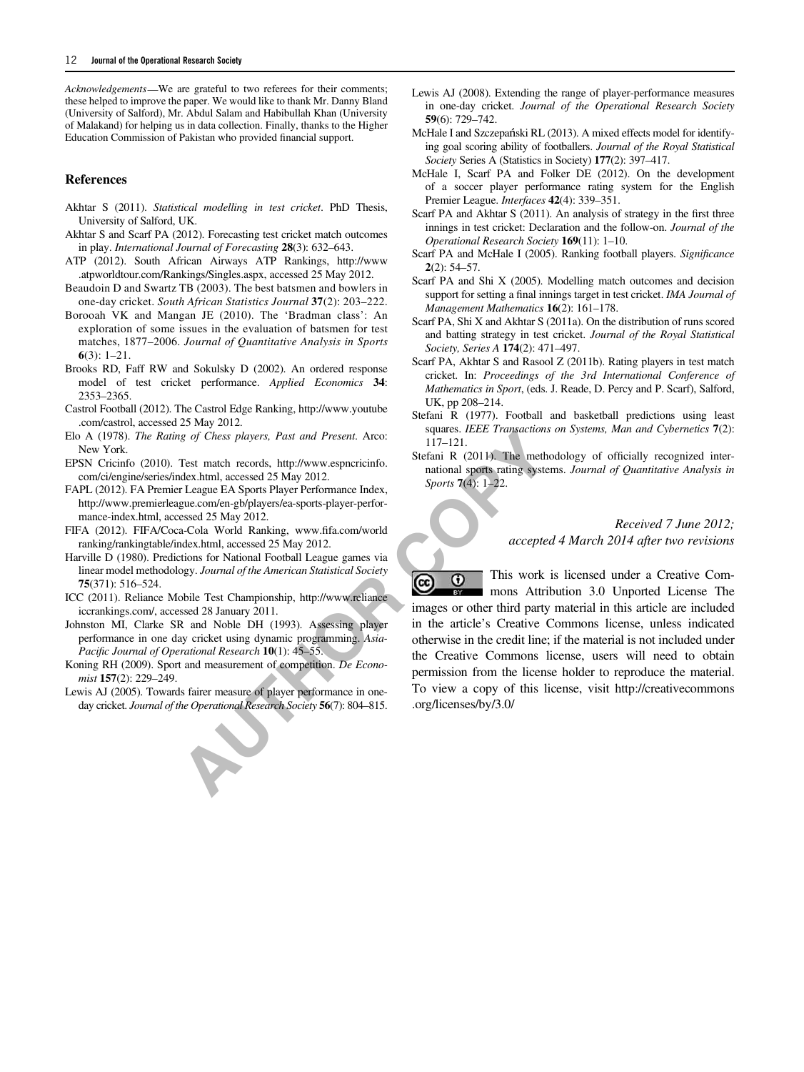*Acknowledgements*—We are grateful to two referees for their comments; these helped to improve the paper. We would like to thank Mr. Danny Bland (University of Salford), Mr. Abdul Salam and Habibullah Khan (University of Malakand) for helping us in data collection. Finally, thanks to the Higher Education Commission of Pakistan who provided financial support.

## References

Akhtar S (2011). *Statistical modelling in test cricket*. PhD Thesis, University of Salford, UK.

Akhtar S and Scarf PA (2012). Forecasting test cricket match outcomes in play. *International Journal of Forecasting* **28**(3): 632–643.

ATP (2012). South African Airways ATP Rankings, http://www.atpworldtour.com/Rankings/Singles.aspx, accessed 25 May 2012.

Beaudoin D and Swartz TB (2003). The best batsmen and bowlers in one-day cricket. *South African Statistics Journal* **37**(2): 203–222.

Borooah VK and Mangan JE (2010). The 'Bradman class': An exploration of some issues in the evaluation of batsmen for test matches, 1877–2006. *Journal of Quantitative Analysis in Sports* **6**(3): 1–21.

Brooks RD, Faff RW and Sokulsky D (2002). An ordered response model of test cricket performance. *Applied Economics* **34**: 2353–2365.

Castrol Football (2012). The Castrol Edge Ranking, http://www.youtube.com/castrol, accessed 25 May 2012.

Elo A (1978). *The Rating of Chess players, Past and Present*. Arco: New York.

EPSN Cricinfo (2010). Test match records, http://www.espncricinfo.com/ci/engine/series/index.html, accessed 25 May 2012.

FAPL (2012). FA Premier League EA Sports Player Performance Index, http://www.premierleague.com/en-gb/players/ea-sports-player-performance-index.html, accessed 25 May 2012.

FIFA (2012). FIFA/Coca-Cola World Ranking, www.fifa.com/worldranking/rankingtable/index.html, accessed 25 May 2012.

Harville D (1980). Predictions for National Football League games via linear model methodology. *Journal of the American Statistical Society* **75**(371): 516–524.

ICC (2011). Reliance Mobile Test Championship, http://www.relianceiccrankings.com/, accessed 28 January 2011.

Johnston MI, Clarke SR and Noble DH (1993). Assessing player performance in one day cricket using dynamic programming. *Asia-Pacific Journal of Operational Research* **10**(1): 45–55.

Koning RH (2009). Sport and measurement of competition. *De Economist* **157**(2): 229–249.

Lewis AJ (2005). Towards fairer measure of player performance in one-day cricket. *Journal of the Operational Research Society* **56**(7): 804–815.

Lewis AJ (2008). Extending the range of player-performance measures in one-day cricket. *Journal of the Operational Research Society* **59**(6): 729–742.

McHale I and Szczepański RL (2013). A mixed effects model for identifying goal scoring ability of footballers. *Journal of the Royal Statistical Society* Series A (Statistics in Society) **177**(2): 397–417.

McHale I, Scarf PA and Folker DE (2012). On the development of a soccer player performance rating system for the English Premier League. *Interfaces* **42**(4): 339–351.

Scarf PA and Akhtar S (2011). An analysis of strategy in the first three innings in test cricket: Declaration and the follow-on. *Journal of the Operational Research Society* **169**(11): 1–10.

Scarf PA and McHale I (2005). Ranking football players. *Significance* **2**(2): 54–57.

Scarf PA and Shi X (2005). Modelling match outcomes and decision support for setting a final innings target in test cricket. *IMA Journal of Management Mathematics* **16**(2): 161–178.

Scarf PA, Shi X and Akhtar S (2011a). On the distribution of runs scored and batting strategy in test cricket. *Journal of the Royal Statistical Society, Series A* **174**(2): 471–497.

Scarf PA, Akhtar S and Rasool Z (2011b). Rating players in test match cricket. In: *Proceedings of the 3rd International Conference of Mathematics in Sport*, (eds. J. Reade, D. Percy and P. Scarf), Salford, UK, pp 208–214.

Stefani R (1977). Football and basketball predictions using least squares. *IEEE Transactions on Systems, Man and Cybernetics* **7**(2): 117–121.

Stefani R (2011). The methodology of officially recognized international sports rating systems. *Journal of Quantitative Analysis in Sports* **7**(4): 1–22.

*Received 7 June 2012;*
*accepted 4 March 2014 after two revisions*

This work is licensed under a Creative Commons Attribution 3.0 Unported License The images or other third party material in this article are included in the article's Creative Commons license, unless indicated otherwise in the credit line; if the material is not included under the Creative Commons license, users will need to obtain permission from the license holder to reproduce the material. To view a copy of this license, visit http://creativecommons.org/licenses/by/3.0/